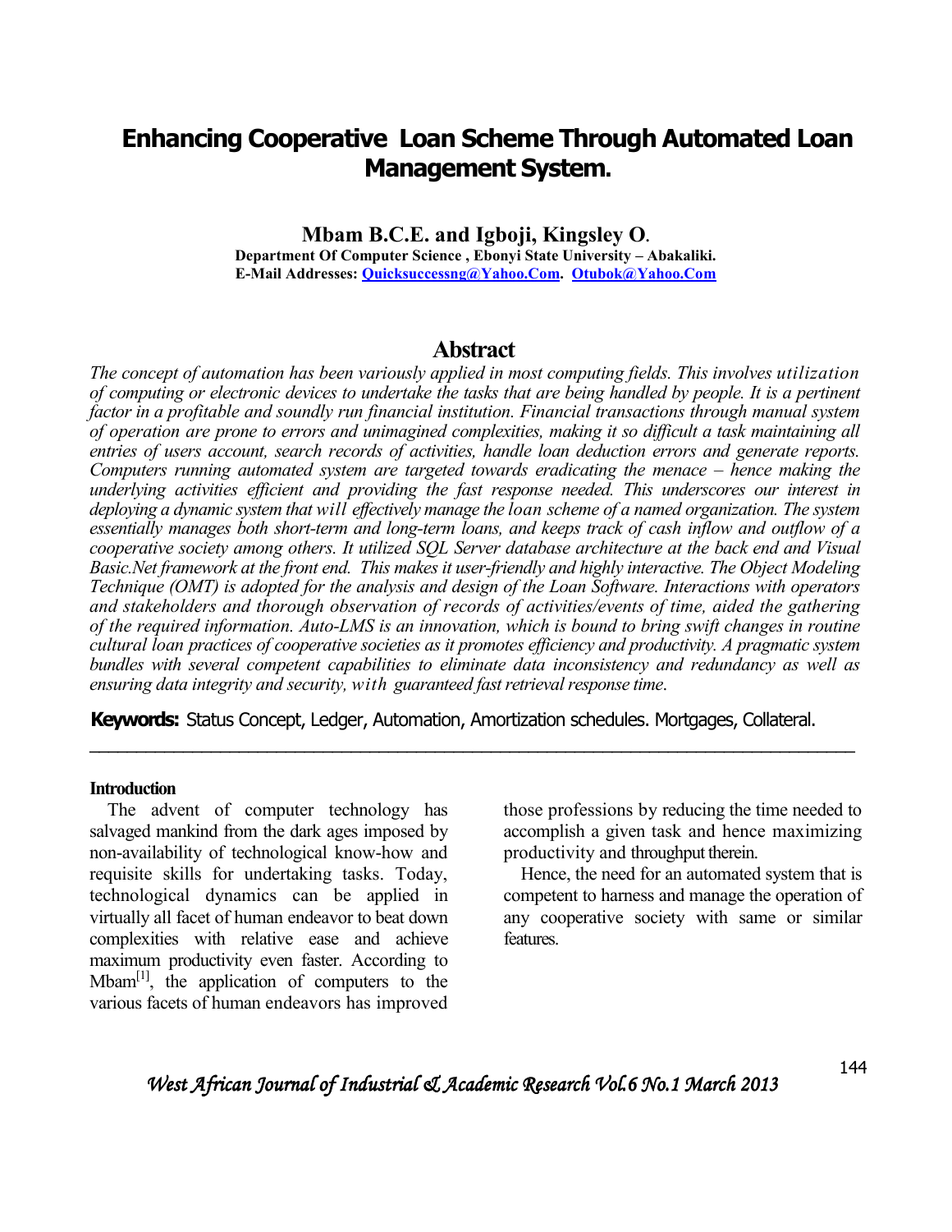# Enhancing Cooperative Loan Scheme Through Automated Loan Management System.

**Mbam B.C.E. and Igboji, Kingsley O.**

**Department Of Computer Science , Ebonyi State University – Abakaliki.**
**E-Mail Addresses: Quicksuccessng@Yahoo.Com. Otubok@Yahoo.Com**

## Abstract

*The concept of automation has been variously applied in most computing fields. This involves utilization of computing or electronic devices to undertake the tasks that are being handled by people. It is a pertinent factor in a profitable and soundly run financial institution. Financial transactions through manual system of operation are prone to errors and unimagined complexities, making it so difficult a task maintaining all entries of users account, search records of activities, handle loan deduction errors and generate reports. Computers running automated system are targeted towards eradicating the menace – hence making the underlying activities efficient and providing the fast response needed. This underscores our interest in deploying a dynamic system that will effectively manage the loan scheme of a named organization. The system essentially manages both short-term and long-term loans, and keeps track of cash inflow and outflow of a cooperative society among others. It utilized SQL Server database architecture at the back end and Visual Basic.Net framework at the front end. This makes it user-friendly and highly interactive. The Object Modeling Technique (OMT) is adopted for the analysis and design of the Loan Software. Interactions with operators and stakeholders and thorough observation of records of activities/events of time, aided the gathering of the required information. Auto-LMS is an innovation, which is bound to bring swift changes in routine cultural loan practices of cooperative societies as it promotes efficiency and productivity. A pragmatic system bundles with several competent capabilities to eliminate data inconsistency and redundancy as well as ensuring data integrity and security, with guaranteed fast retrieval response time.*

**Keywords:** Status Concept, Ledger, Automation, Amortization schedules. Mortgages, Collateral.

---

### Introduction

The advent of computer technology has salvaged mankind from the dark ages imposed by non-availability of technological know-how and requisite skills for undertaking tasks. Today, technological dynamics can be applied in virtually all facet of human endeavor to beat down complexities with relative ease and achieve maximum productivity even faster. According to Mbam[1], the application of computers to the various facets of human endeavors has improved those professions by reducing the time needed to accomplish a given task and hence maximizing productivity and throughput therein.

Hence, the need for an automated system that is competent to harness and manage the operation of any cooperative society with same or similar features.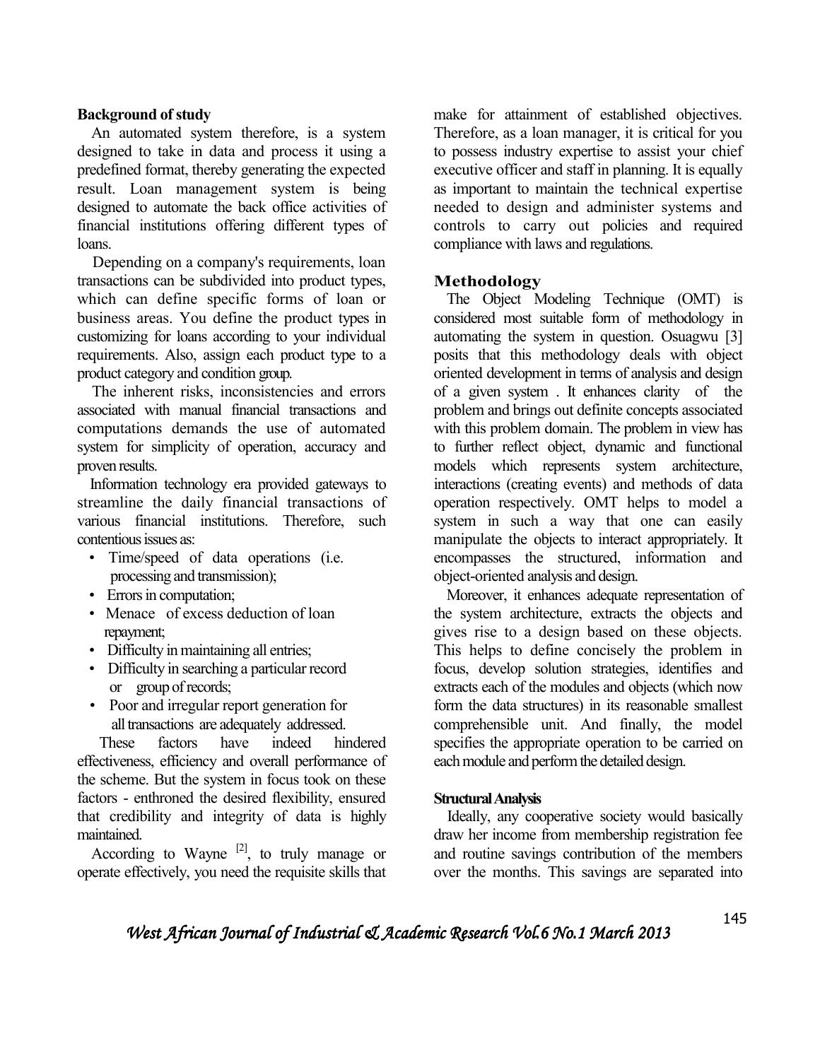**Background of study**

An automated system therefore, is a system designed to take in data and process it using a predefined format, thereby generating the expected result. Loan management system is being designed to automate the back office activities of financial institutions offering different types of loans.

Depending on a company's requirements, loan transactions can be subdivided into product types, which can define specific forms of loan or business areas. You define the product types in customizing for loans according to your individual requirements. Also, assign each product type to a product category and condition group.

The inherent risks, inconsistencies and errors associated with manual financial transactions and computations demands the use of automated system for simplicity of operation, accuracy and proven results.

Information technology era provided gateways to streamline the daily financial transactions of various financial institutions. Therefore, such contentious issues as:

- Time/speed of data operations (i.e. processing and transmission);
- Errors in computation;
- Menace of excess deduction of loan repayment;
- Difficulty in maintaining all entries;
- Difficulty in searching a particular record or group of records;
- Poor and irregular report generation for all transactions are adequately addressed.

These factors have indeed hindered effectiveness, efficiency and overall performance of the scheme. But the system in focus took on these factors - enthroned the desired flexibility, ensured that credibility and integrity of data is highly maintained.

According to Wayne [2], to truly manage or operate effectively, you need the requisite skills that make for attainment of established objectives. Therefore, as a loan manager, it is critical for you to possess industry expertise to assist your chief executive officer and staff in planning. It is equally as important to maintain the technical expertise needed to design and administer systems and controls to carry out policies and required compliance with laws and regulations.

## Methodology

The Object Modeling Technique (OMT) is considered most suitable form of methodology in automating the system in question. Osuagwu [3] posits that this methodology deals with object oriented development in terms of analysis and design of a given system . It enhances clarity of the problem and brings out definite concepts associated with this problem domain. The problem in view has to further reflect object, dynamic and functional models which represents system architecture, interactions (creating events) and methods of data operation respectively. OMT helps to model a system in such a way that one can easily manipulate the objects to interact appropriately. It encompasses the structured, information and object-oriented analysis and design.

Moreover, it enhances adequate representation of the system architecture, extracts the objects and gives rise to a design based on these objects. This helps to define concisely the problem in focus, develop solution strategies, identifies and extracts each of the modules and objects (which now form the data structures) in its reasonable smallest comprehensible unit. And finally, the model specifies the appropriate operation to be carried on each module and perform the detailed design.

**Structural Analysis**

Ideally, any cooperative society would basically draw her income from membership registration fee and routine savings contribution of the members over the months. This savings are separated into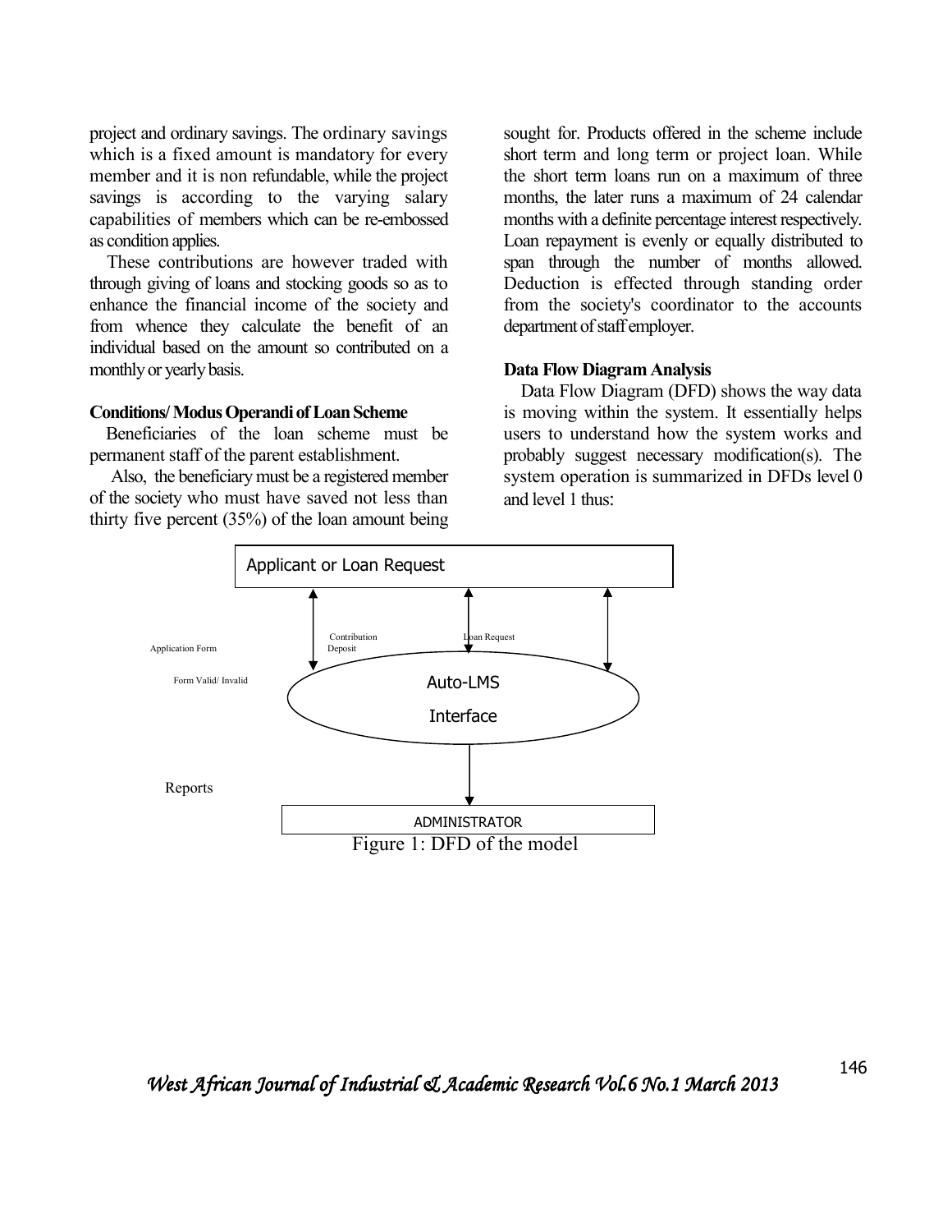project and ordinary savings. The ordinary savings which is a fixed amount is mandatory for every member and it is non refundable, while the project savings is according to the varying salary capabilities of members which can be re-embossed as condition applies.

These contributions are however traded with through giving of loans and stocking goods so as to enhance the financial income of the society and from whence they calculate the benefit of an individual based on the amount so contributed on a monthly or yearly basis.

**Conditions/ Modus Operandi of Loan Scheme**

Beneficiaries of the loan scheme must be permanent staff of the parent establishment.

Also, the beneficiary must be a registered member of the society who must have saved not less than thirty five percent (35%) of the loan amount being sought for. Products offered in the scheme include short term and long term or project loan. While the short term loans run on a maximum of three months, the later runs a maximum of 24 calendar months with a definite percentage interest respectively. Loan repayment is evenly or equally distributed to span through the number of months allowed. Deduction is effected through standing order from the society's coordinator to the accounts department of staff employer.

**Data Flow Diagram Analysis**

Data Flow Diagram (DFD) shows the way data is moving within the system. It essentially helps users to understand how the system works and probably suggest necessary modification(s). The system operation is summarized in DFDs level 0 and level 1 thus:

Applicant or Loan Request

Application Form

Form Valid/ Invalid

Contribution Deposit

Loan Request

Auto-LMS Interface

Reports

ADMINISTRATOR

Figure 1: DFD of the model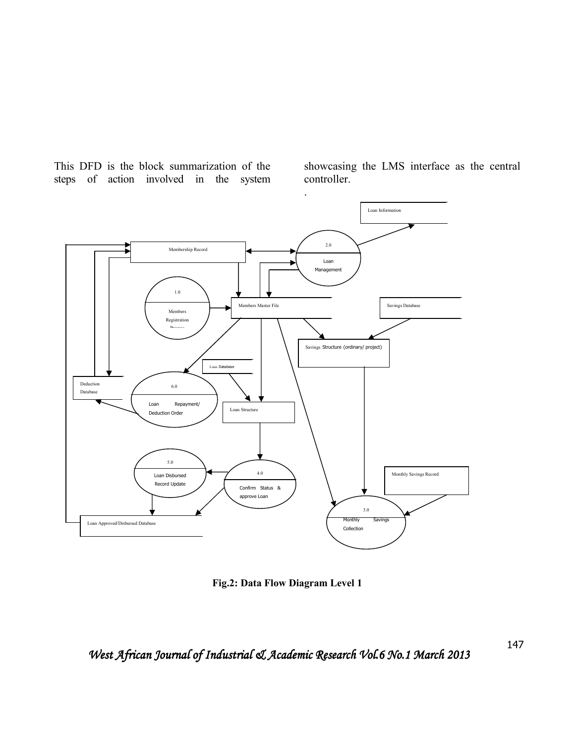This DFD is the block summarization of the steps of action involved in the system showcasing the LMS interface as the central controller.

.

Fig.2: Data Flow Diagram Level 1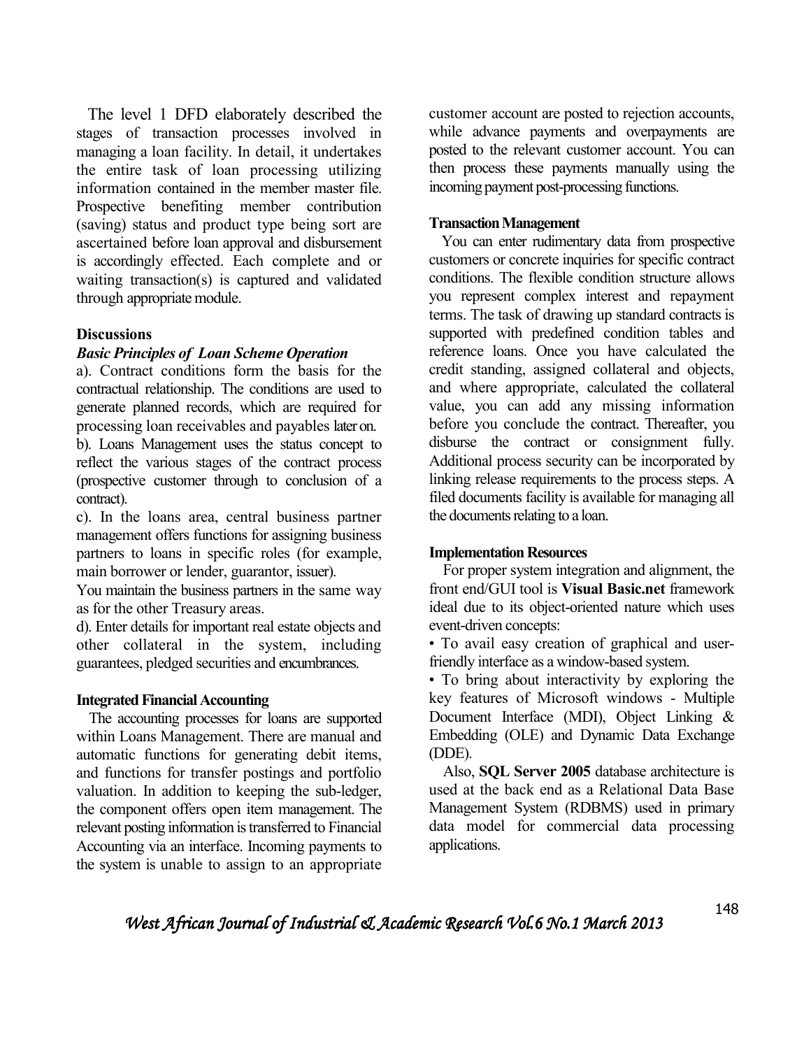The level 1 DFD elaborately described the stages of transaction processes involved in managing a loan facility. In detail, it undertakes the entire task of loan processing utilizing information contained in the member master file. Prospective benefiting member contribution (saving) status and product type being sort are ascertained before loan approval and disbursement is accordingly effected. Each complete and or waiting transaction(s) is captured and validated through appropriate module.

## Discussions

### *Basic Principles of Loan Scheme Operation*

a). Contract conditions form the basis for the contractual relationship. The conditions are used to generate planned records, which are required for processing loan receivables and payables later on.

b). Loans Management uses the status concept to reflect the various stages of the contract process (prospective customer through to conclusion of a contract).

c). In the loans area, central business partner management offers functions for assigning business partners to loans in specific roles (for example, main borrower or lender, guarantor, issuer).

You maintain the business partners in the same way as for the other Treasury areas.

d). Enter details for important real estate objects and other collateral in the system, including guarantees, pledged securities and encumbrances.

### Integrated Financial Accounting

The accounting processes for loans are supported within Loans Management. There are manual and automatic functions for generating debit items, and functions for transfer postings and portfolio valuation. In addition to keeping the sub-ledger, the component offers open item management. The relevant posting information is transferred to Financial Accounting via an interface. Incoming payments to the system is unable to assign to an appropriate customer account are posted to rejection accounts, while advance payments and overpayments are posted to the relevant customer account. You can then process these payments manually using the incoming payment post-processing functions.

### Transaction Management

You can enter rudimentary data from prospective customers or concrete inquiries for specific contract conditions. The flexible condition structure allows you represent complex interest and repayment terms. The task of drawing up standard contracts is supported with predefined condition tables and reference loans. Once you have calculated the credit standing, assigned collateral and objects, and where appropriate, calculated the collateral value, you can add any missing information before you conclude the contract. Thereafter, you disburse the contract or consignment fully. Additional process security can be incorporated by linking release requirements to the process steps. A filed documents facility is available for managing all the documents relating to a loan.

### Implementation Resources

For proper system integration and alignment, the front end/GUI tool is **Visual Basic.net** framework ideal due to its object-oriented nature which uses event-driven concepts:

- To avail easy creation of graphical and user-friendly interface as a window-based system.
- To bring about interactivity by exploring the key features of Microsoft windows - Multiple Document Interface (MDI), Object Linking & Embedding (OLE) and Dynamic Data Exchange (DDE).

Also, **SQL Server 2005** database architecture is used at the back end as a Relational Data Base Management System (RDBMS) used in primary data model for commercial data processing applications.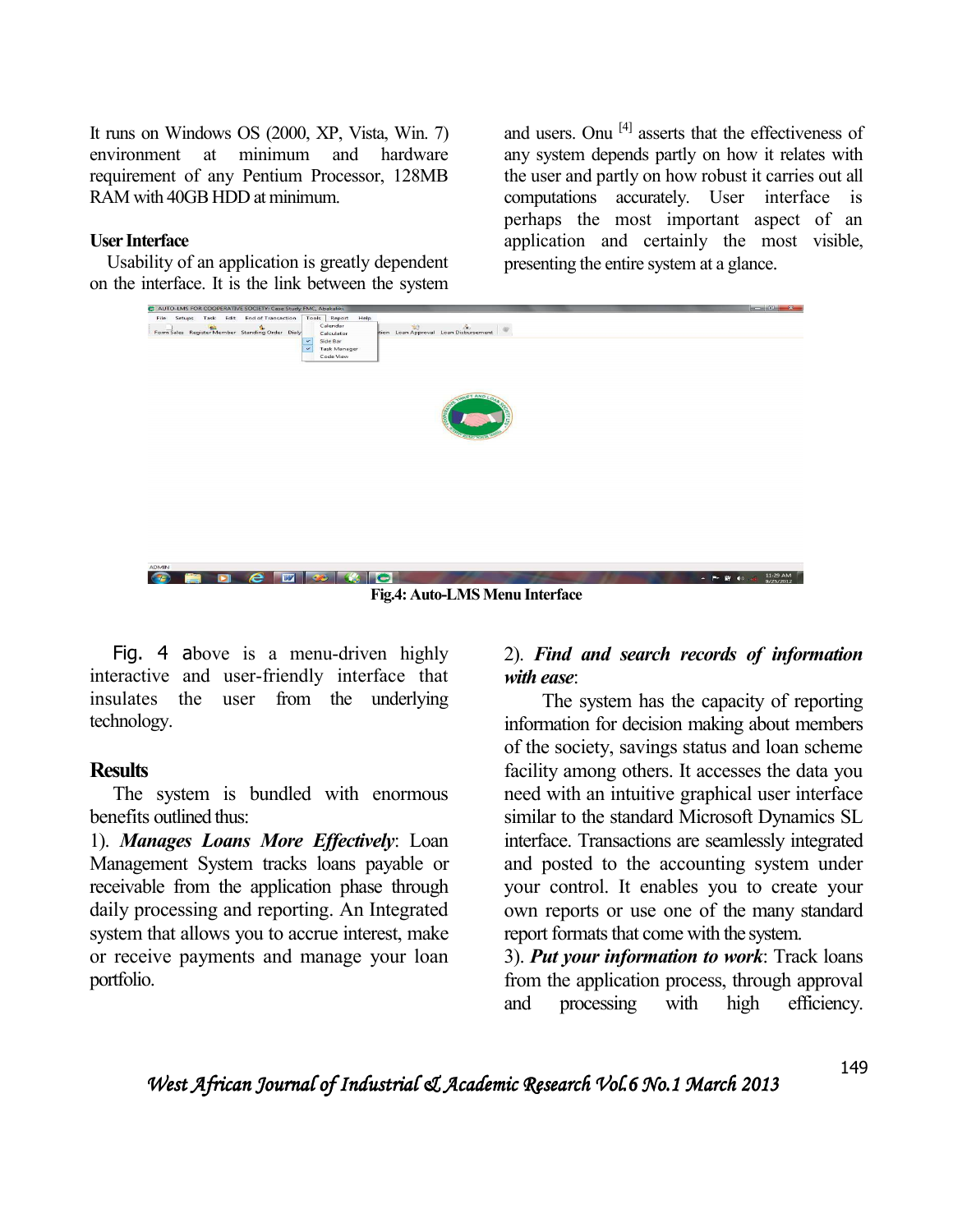It runs on Windows OS (2000, XP, Vista, Win. 7) environment at minimum and hardware requirement of any Pentium Processor, 128MB RAM with 40GB HDD at minimum.

**User Interface**

Usability of an application is greatly dependent on the interface. It is the link between the system and users. Onu [4] asserts that the effectiveness of any system depends partly on how it relates with the user and partly on how robust it carries out all computations accurately. User interface is perhaps the most important aspect of an application and certainly the most visible, presenting the entire system at a glance.

**Fig.4: Auto-LMS Menu Interface**

Fig. 4 above is a menu-driven highly interactive and user-friendly interface that insulates the user from the underlying technology.

## Results

The system is bundled with enormous benefits outlined thus:

1). ***Manages Loans More Effectively***: Loan Management System tracks loans payable or receivable from the application phase through daily processing and reporting. An Integrated system that allows you to accrue interest, make or receive payments and manage your loan portfolio.

2). ***Find and search records of information with ease***:

The system has the capacity of reporting information for decision making about members of the society, savings status and loan scheme facility among others. It accesses the data you need with an intuitive graphical user interface similar to the standard Microsoft Dynamics SL interface. Transactions are seamlessly integrated and posted to the accounting system under your control. It enables you to create your own reports or use one of the many standard report formats that come with the system.

3). ***Put your information to work***: Track loans from the application process, through approval and processing with high efficiency.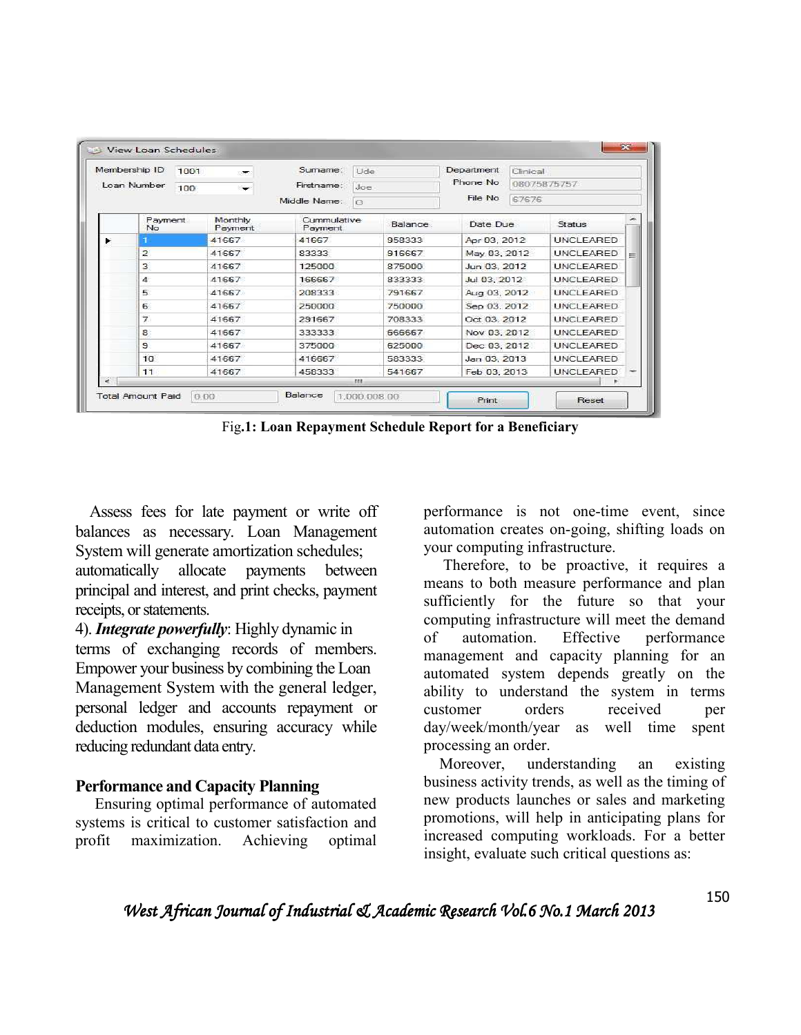| Membership ID | 1001 | Surname: | Ude | Department | Clinical |
|---|---|---|---|---|---|
| Loan Number | 100 | Firstname: | Joe | Phone No | 08075875757 |
| | | Middle Name: | O | File No | 67676 |

| Payment No | Monthly Payment | Cummulative Payment | Balance | Date Due | Status |
|---|---|---|---|---|---|
| 1 | 41667 | 41667 | 958333 | Apr 03, 2012 | UNCLEARED |
| 2 | 41667 | 83333 | 916667 | May 03, 2012 | UNCLEARED |
| 3 | 41667 | 125000 | 875000 | Jun 03, 2012 | UNCLEARED |
| 4 | 41667 | 166667 | 833333 | Jul 03, 2012 | UNCLEARED |
| 5 | 41667 | 208333 | 791667 | Aug 03, 2012 | UNCLEARED |
| 6 | 41667 | 250000 | 750000 | Sep 03, 2012 | UNCLEARED |
| 7 | 41667 | 291667 | 708333 | Oct 03, 2012 | UNCLEARED |
| 8 | 41667 | 333333 | 666667 | Nov 03, 2012 | UNCLEARED |
| 9 | 41667 | 375000 | 625000 | Dec 03, 2012 | UNCLEARED |
| 10 | 41667 | 416667 | 583333 | Jan 03, 2013 | UNCLEARED |
| 11 | 41667 | 458333 | 541667 | Feb 03, 2013 | UNCLEARED |

Total Amount Paid: 0.00 Balance: 1,000,008.00

Fig.**1: Loan Repayment Schedule Report for a Beneficiary**

Assess fees for late payment or write off balances as necessary. Loan Management System will generate amortization schedules; automatically allocate payments between principal and interest, and print checks, payment receipts, or statements.

4). ***Integrate powerfully***: Highly dynamic in terms of exchanging records of members. Empower your business by combining the Loan Management System with the general ledger, personal ledger and accounts repayment or deduction modules, ensuring accuracy while reducing redundant data entry.

**Performance and Capacity Planning**

Ensuring optimal performance of automated systems is critical to customer satisfaction and profit maximization. Achieving optimal performance is not one-time event, since automation creates on-going, shifting loads on your computing infrastructure.

Therefore, to be proactive, it requires a means to both measure performance and plan sufficiently for the future so that your computing infrastructure will meet the demand of automation. Effective performance management and capacity planning for an automated system depends greatly on the ability to understand the system in terms customer orders received per day/week/month/year as well time spent processing an order.

Moreover, understanding an existing business activity trends, as well as the timing of new products launches or sales and marketing promotions, will help in anticipating plans for increased computing workloads. For a better insight, evaluate such critical questions as: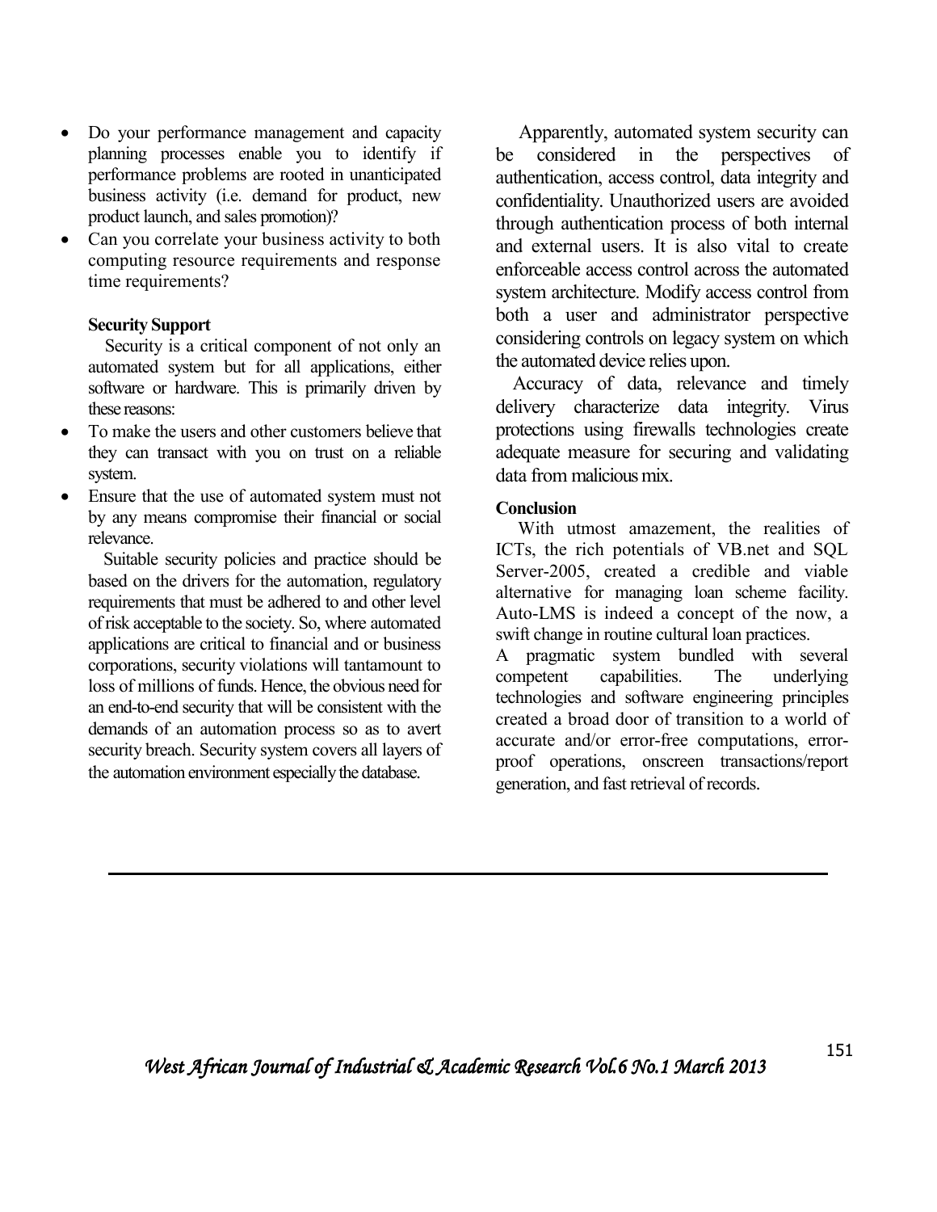- Do your performance management and capacity planning processes enable you to identify if performance problems are rooted in unanticipated business activity (i.e. demand for product, new product launch, and sales promotion)?
- Can you correlate your business activity to both computing resource requirements and response time requirements?

**Security Support**

Security is a critical component of not only an automated system but for all applications, either software or hardware. This is primarily driven by these reasons:

- To make the users and other customers believe that they can transact with you on trust on a reliable system.
- Ensure that the use of automated system must not by any means compromise their financial or social relevance.

Suitable security policies and practice should be based on the drivers for the automation, regulatory requirements that must be adhered to and other level of risk acceptable to the society. So, where automated applications are critical to financial and or business corporations, security violations will tantamount to loss of millions of funds. Hence, the obvious need for an end-to-end security that will be consistent with the demands of an automation process so as to avert security breach. Security system covers all layers of the automation environment especially the database.

Apparently, automated system security can be considered in the perspectives of authentication, access control, data integrity and confidentiality. Unauthorized users are avoided through authentication process of both internal and external users. It is also vital to create enforceable access control across the automated system architecture. Modify access control from both a user and administrator perspective considering controls on legacy system on which the automated device relies upon.

Accuracy of data, relevance and timely delivery characterize data integrity. Virus protections using firewalls technologies create adequate measure for securing and validating data from malicious mix.

**Conclusion**

With utmost amazement, the realities of ICTs, the rich potentials of VB.net and SQL Server-2005, created a credible and viable alternative for managing loan scheme facility. Auto-LMS is indeed a concept of the now, a swift change in routine cultural loan practices.

A pragmatic system bundled with several competent capabilities. The underlying technologies and software engineering principles created a broad door of transition to a world of accurate and/or error-free computations, error-proof operations, onscreen transactions/report generation, and fast retrieval of records.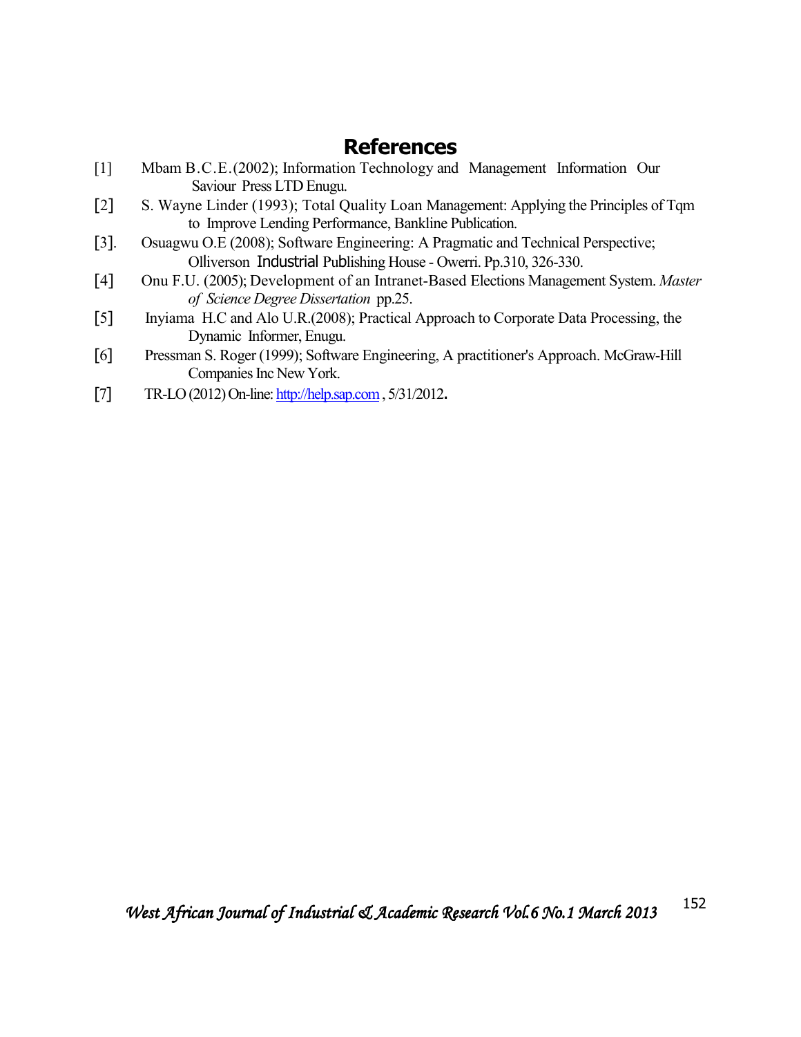# References

[1] Mbam B.C.E.(2002); Information Technology and Management Information Our Saviour Press LTD Enugu.

[2] S. Wayne Linder (1993); Total Quality Loan Management: Applying the Principles of Tqm to Improve Lending Performance, Bankline Publication.

[3]. Osuagwu O.E (2008); Software Engineering: A Pragmatic and Technical Perspective; Olliverson Industrial Publishing House - Owerri. Pp.310, 326-330.

[4] Onu F.U. (2005); Development of an Intranet-Based Elections Management System. *Master of Science Degree Dissertation* pp.25.

[5] Inyiama H.C and Alo U.R.(2008); Practical Approach to Corporate Data Processing, the Dynamic Informer, Enugu.

[6] Pressman S. Roger (1999); Software Engineering, A practitioner's Approach. McGraw-Hill Companies Inc New York.

[7] TR-LO (2012) On-line: http://help.sap.com , 5/31/2012.